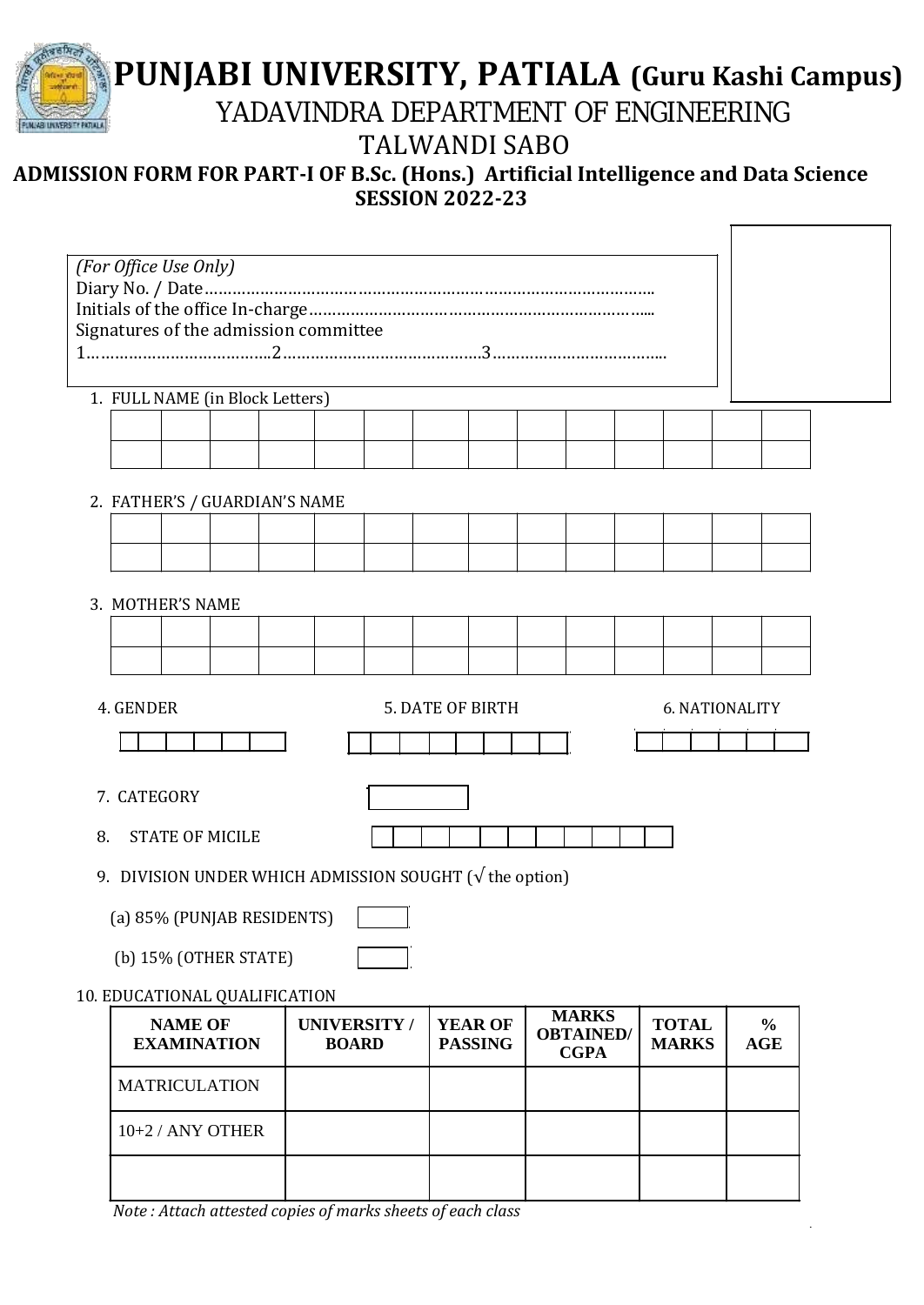# PUNJABI UNIVERSITY, PATIALA (Guru Kashi Campus)

## YADAVINDRA DEPARTMENT OF ENGINEERING

## TALWANDI SABO

### ADMISSION FORM FOR PART-I OF B.Sc. (Hons.) Artificial Intelligence and Data Science
### SESSION 2022-23

*(For Office Use Only)*
Diary No. / Date…………………………………………………………………………………..
Initials of the office In-charge……………………………………………………………….....
Signatures of the admission committee
1…………………………………..2…………………………………….3………………………………..

1. FULL NAME (in Block Letters)

2. FATHER'S / GUARDIAN'S NAME

3. MOTHER'S NAME

4. GENDER

5. DATE OF BIRTH

6. NATIONALITY

7. CATEGORY

8. STATE OF MICILE

9. DIVISION UNDER WHICH ADMISSION SOUGHT (√ the option)

(a) 85% (PUNJAB RESIDENTS)

(b) 15% (OTHER STATE)

10. EDUCATIONAL QUALIFICATION

| NAME OF EXAMINATION | UNIVERSITY / BOARD | YEAR OF PASSING | MARKS OBTAINED/ CGPA | TOTAL MARKS | % AGE |
|---|---|---|---|---|---|
| MATRICULATION | | | | | |
| 10+2 / ANY OTHER | | | | | |
| | | | | | |

*Note : Attach attested copies of marks sheets of each class*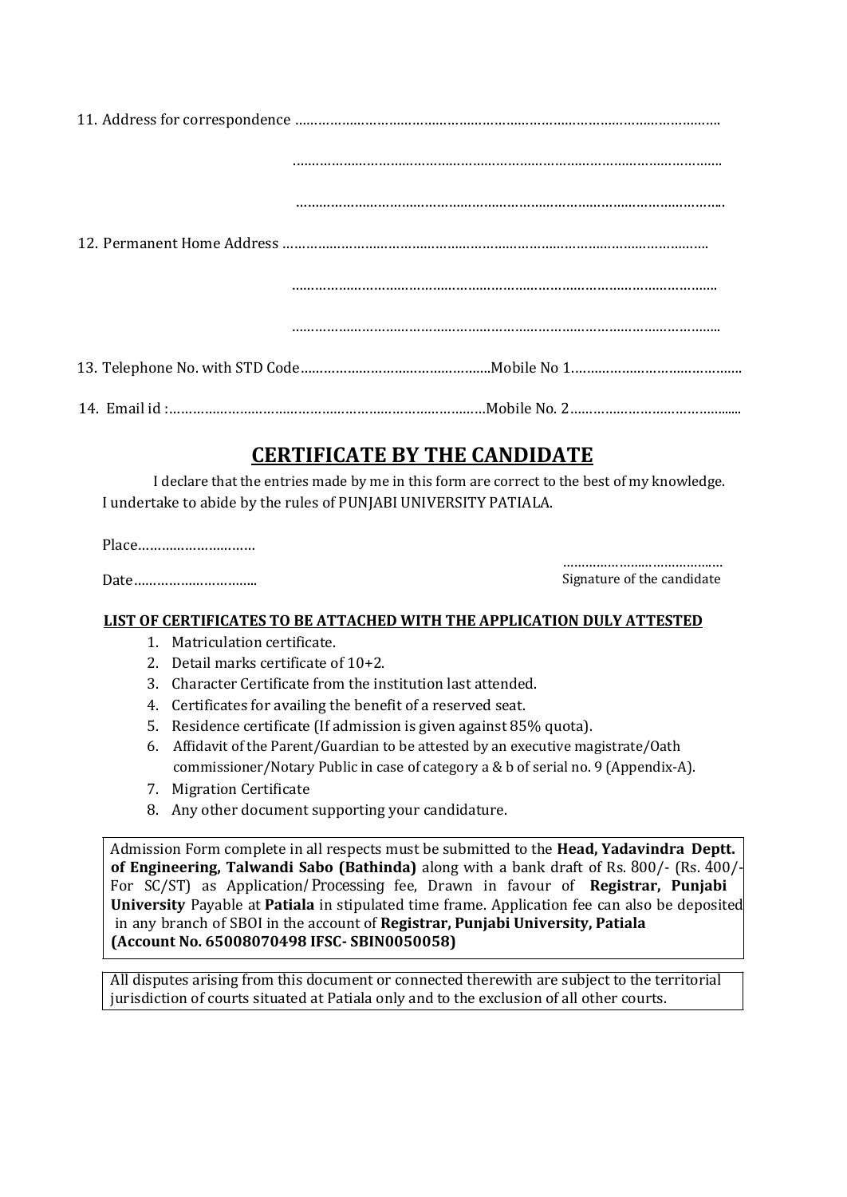11. Address for correspondence ………………………………………………………………………………………………

 ………………………………………………………………………………………………

 ………………………………………………………………………………………………

12. Permanent Home Address ………………………………………………………………………………………………

 ………………………………………………………………………………………………

 ………………………………………………………………………………………………

13. Telephone No. with STD Code…………………………………………Mobile No 1…………………………………….

14. Email id :……………………………………………………………………Mobile No. 2…………………………………….

## CERTIFICATE BY THE CANDIDATE

I declare that the entries made by me in this form are correct to the best of my knowledge. I undertake to abide by the rules of PUNJABI UNIVERSITY PATIALA.

Place…………………………

Date…………………………..

……………………………………
Signature of the candidate

**LIST OF CERTIFICATES TO BE ATTACHED WITH THE APPLICATION DULY ATTESTED**

1. Matriculation certificate.
2. Detail marks certificate of 10+2.
3. Character Certificate from the institution last attended.
4. Certificates for availing the benefit of a reserved seat.
5. Residence certificate (If admission is given against 85% quota).
6. Affidavit of the Parent/Guardian to be attested by an executive magistrate/Oath commissioner/Notary Public in case of category a & b of serial no. 9 (Appendix-A).
7. Migration Certificate
8. Any other document supporting your candidature.

Admission Form complete in all respects must be submitted to the **Head, Yadavindra Deptt. of Engineering, Talwandi Sabo (Bathinda)** along with a bank draft of Rs. 800/- (Rs. 400/- For SC/ST) as Application/Processing fee, Drawn in favour of **Registrar, Punjabi University** Payable at **Patiala** in stipulated time frame. Application fee can also be deposited in any branch of SBOI in the account of **Registrar, Punjabi University, Patiala (Account No. 65008070498 IFSC- SBIN0050058)**

All disputes arising from this document or connected therewith are subject to the territorial jurisdiction of courts situated at Patiala only and to the exclusion of all other courts.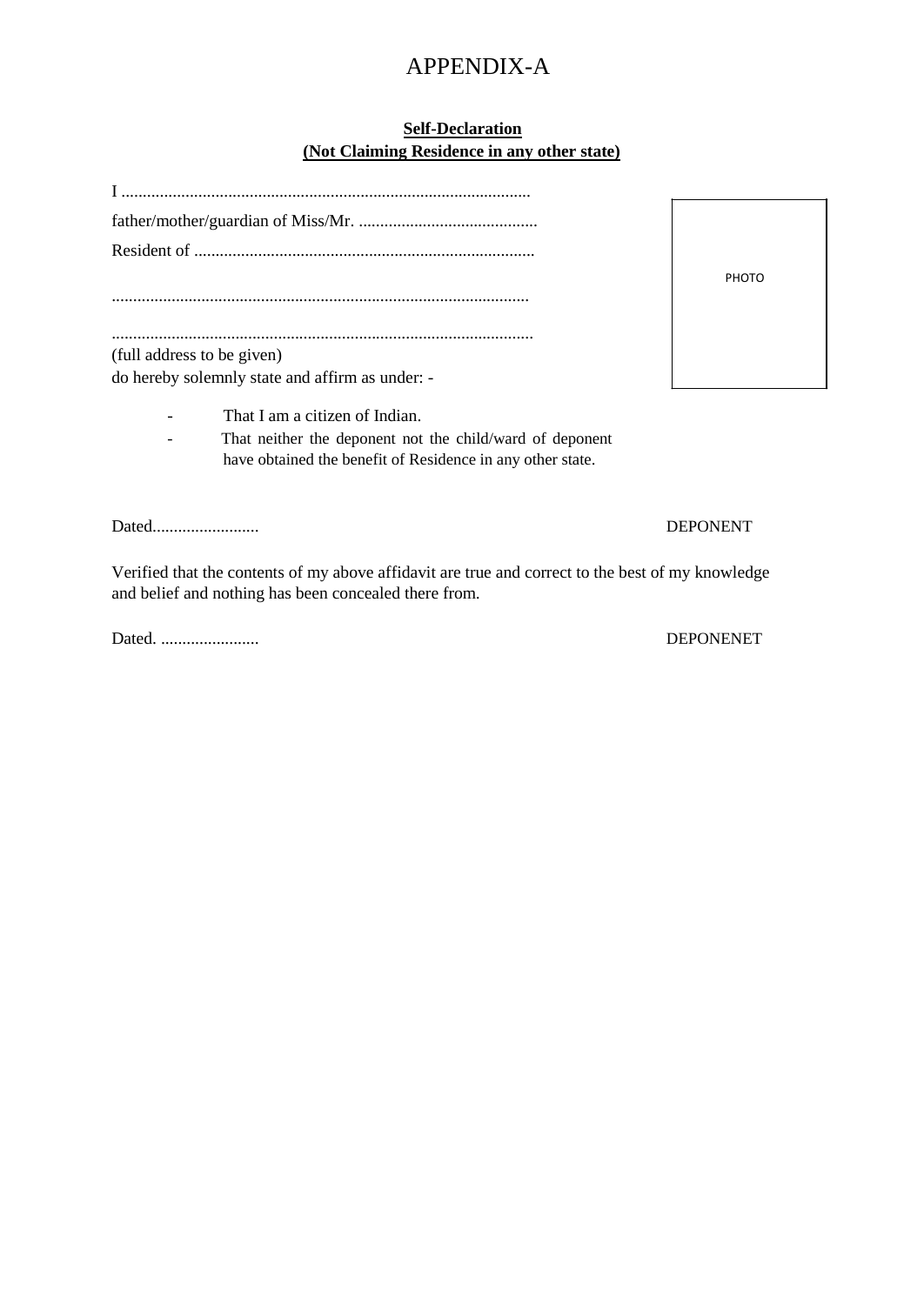# APPENDIX-A

**Self-Declaration**
**(Not Claiming Residence in any other state)**

I ................................................................................................

father/mother/guardian of Miss/Mr. ..........................................

Resident of ................................................................................

.................................................................................................

..................................................................................................

(full address to be given)

do hereby solemnly state and affirm as under: -

PHOTO

- That I am a citizen of Indian.
- That neither the deponent not the child/ward of deponent have obtained the benefit of Residence in any other state.

Dated.........................                                                                DEPONENT

Verified that the contents of my above affidavit are true and correct to the best of my knowledge and belief and nothing has been concealed there from.

Dated. .......................                                                               DEPONENET